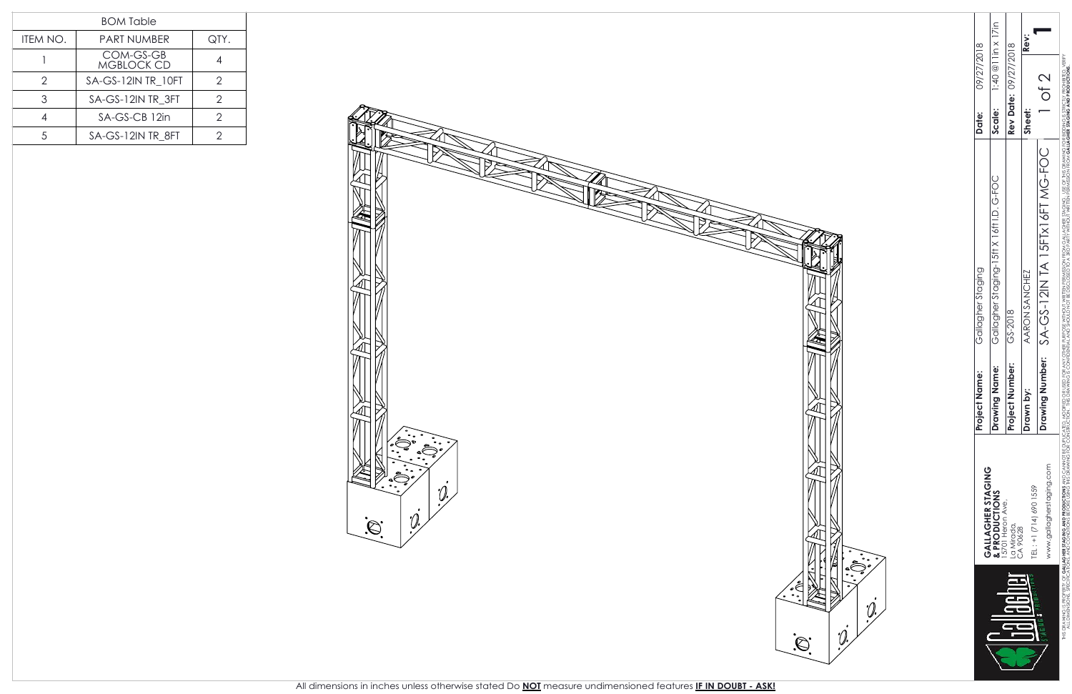| BOM Table | | |
|---|---|---|
| ITEM NO. | PART NUMBER | QTY. |
| 1 | COM-GS-GB MGBLOCK CD | 4 |
| 2 | SA-GS-12IN TR_10FT | 2 |
| 3 | SA-GS-12IN TR_3FT | 2 |
| 4 | SA-GS-CB 12in | 2 |
| 5 | SA-GS-12IN TR_8FT | 2 |

**GALLAGHER STAGING & PRODUCTIONS**
15701 Heron Ave.
La Mirada,
CA 90628

TEL.: +1 (714) 690 1559

www.gallagherstaging.com

| | |
|---|---|
| **Project Name:** | Gallagher Staging |
| **Drawing Name:** | Gallagher Staging-15ft X 16ft I.D. G-FOC |
| **Project Number:** | GS-2018 |
| **Drawn by:** | AARON SANCHEZ |
| **Drawing Number:** | SA-GS-12IN TA 15FTx16FT MG-FOC |
| **Date:** | 09/27/2018 |
| **Scale:** | 1:40 @11in x 17in |
| **Rev Date:** | 09/27/2018 |
| **Sheet:** | 1 of 2 |
| **Rev:** | 1 |

THIS DRAWING IS PROPERTY OF **GALLAGHER STAGING AND PRODUCTIONS** AND CANNOT BE DUPLICATED, MODIFIED OR USED FOR ANY OTHER PURPOSE WITHOUT WRITTEN PERMISSION FROM GALLAGHER STAGING. USE OF THIS DRAWING FOR BIDDING IS STRICTLY PROHIBITED. VERIFY ALL DIMENSIONS, SPECIFICATIONS AND CONDITIONS BEFORE USING THIS DRAWING FOR CONSTRUCTION. THIS DRAWING IS CONFIDENTIAL AND SHOULD NOT BE DISCLOSED TO A 3RD PARTY WITHOUT WRITTEN PERMISSION FROM **GALLAGHER STAGING AND PRODUCTIONS**.

All dimensions in inches unless otherwise stated Do **NOT** measure undimensioned features **IF IN DOUBT - ASK!**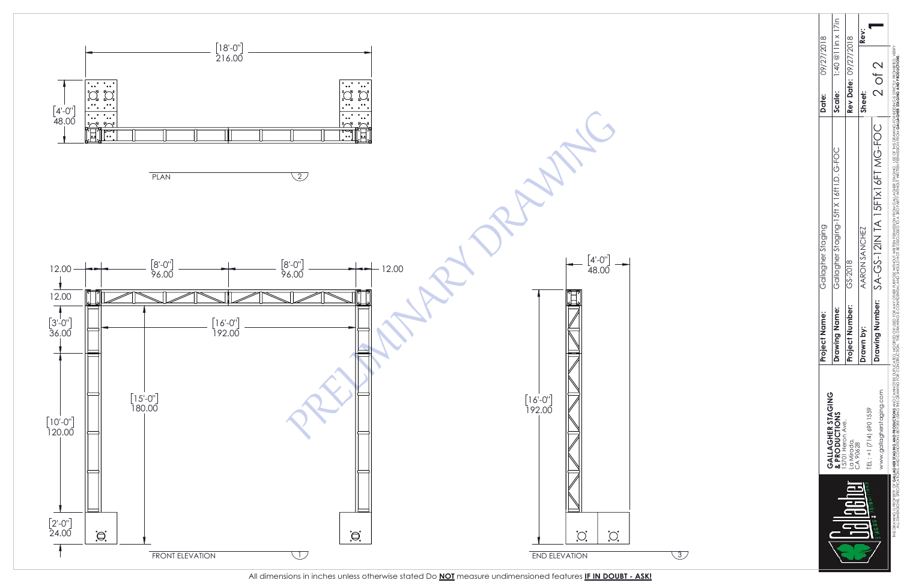PLAN 2

[18'-0"] 216.00

[4'-0"] 48.00

FRONT ELEVATION 1

12.00 [8'-0"] 96.00 [8'-0"] 96.00 12.00

12.00

[3'-0"] 36.00

[16'-0"] 192.00

[15'-0"] 180.00

[10'-0"] 120.00

[2'-0"] 24.00

END ELEVATION 3

[4'-0"] 48.00

[16'-0"] 192.00

PRELIMINARY DRAWING

**GALLAGHER STAGING & PRODUCTIONS**
15701 Heron Ave.
La Mirada,
CA 90638

TEL : +1 (714) 690 1559

www.gallagherstaging.com

| | | | |
|---|---|---|---|
| **Project Name:** | Gallagher Staging | **Date:** | 09/27/2018 |
| **Drawing Name:** | Gallagher Staging-15ft X 16ft I.D. G-FOC | **Scale:** | 1:40 @11in x 17in |
| **Project Number:** | GS-2018 | **Rev Date:** | 09/27/2018 |
| **Drawn by:** | AARON SANCHEZ | **Sheet:** | 2 of 2 |
| **Drawing Number:** | SA-GS-12IN TA 15FTx16FT MG-FOC | **Rev:** | 1 |

THIS DRAWING IS PROPERTY OF **GALLAGHER STAGING AND PRODUCTIONS** AND CANNOT BE DUPLICATED, MODIFIED OR USED FOR ANY OTHER PURPOSE WITHOUT WRITTEN PERMISSION FROM GALLAGHER STAGING. USE OF THIS DRAWING FOR BIDDING IS STRICTLY PROHIBITED. VERIFY ALL DIMENSIONS, SPECIFICATIONS AND CONDITIONS BEFORE USING THIS DRAWING FOR CONSTRUCTION. THIS DRAWING IS CONFIDENTIAL AND SHOULD NOT BE DISCLOSED TO A 3RD PARTY WITHOUT WRITTEN PERMISSION FROM **GALLAGHER STAGING AND PRODUCTIONS**.

All dimensions in inches unless otherwise stated Do **NOT** measure undimensioned features **IF IN DOUBT - ASK!**